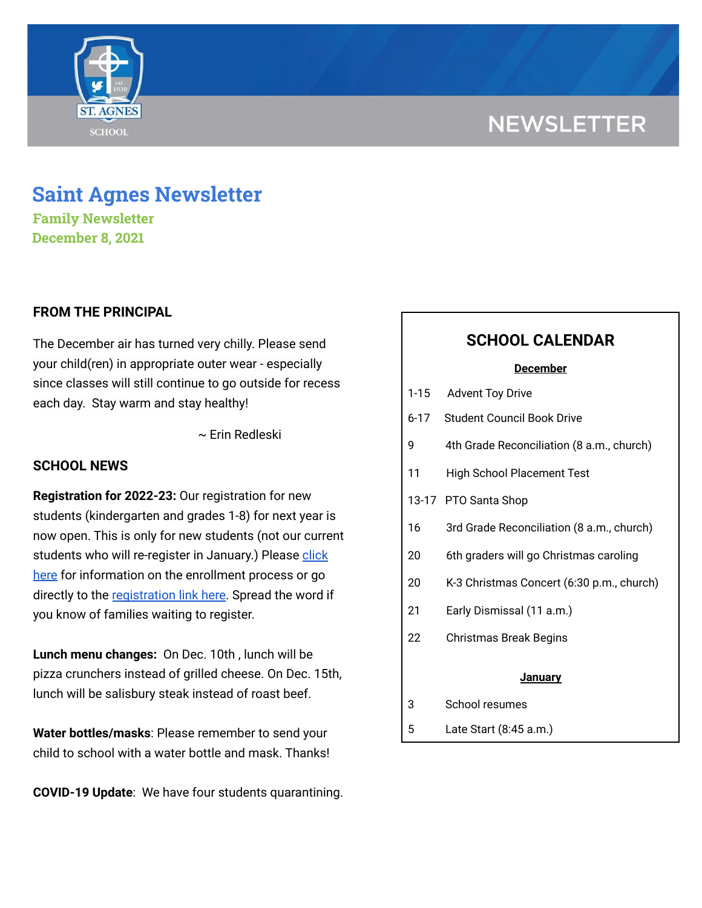NEWSLETTER

# Saint Agnes Newsletter

**Family Newsletter**

**December 8, 2021**

## FROM THE PRINCIPAL

The December air has turned very chilly. Please send your child(ren) in appropriate outer wear - especially since classes will still continue to go outside for recess each day. Stay warm and stay healthy!

~ Erin Redleski

## SCHOOL NEWS

**Registration for 2022-23:** Our registration for new students (kindergarten and grades 1-8) for next year is now open. This is only for new students (not our current students who will re-register in January.) Please click here for information on the enrollment process or go directly to the registration link here. Spread the word if you know of families waiting to register.

**Lunch menu changes:** On Dec. 10th , lunch will be pizza crunchers instead of grilled cheese. On Dec. 15th, lunch will be salisbury steak instead of roast beef.

**Water bottles/masks**: Please remember to send your child to school with a water bottle and mask. Thanks!

**COVID-19 Update**: We have four students quarantining.

## SCHOOL CALENDAR

**December**

| | |
|---|---|
| 1-15 | Advent Toy Drive |
| 6-17 | Student Council Book Drive |
| 9 | 4th Grade Reconciliation (8 a.m., church) |
| 11 | High School Placement Test |
| 13-17 | PTO Santa Shop |
| 16 | 3rd Grade Reconciliation (8 a.m., church) |
| 20 | 6th graders will go Christmas caroling |
| 20 | K-3 Christmas Concert (6:30 p.m., church) |
| 21 | Early Dismissal (11 a.m.) |
| 22 | Christmas Break Begins |

**January**

| | |
|---|---|
| 3 | School resumes |
| 5 | Late Start (8:45 a.m.) |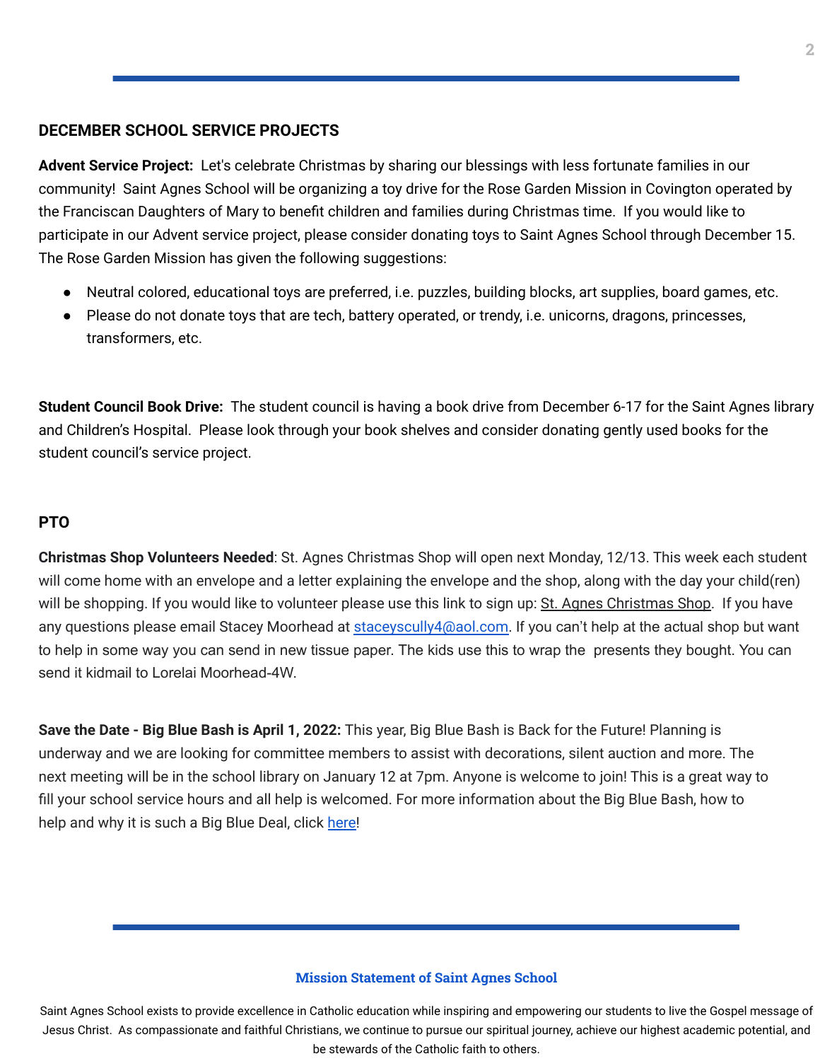## DECEMBER SCHOOL SERVICE PROJECTS

**Advent Service Project:** Let's celebrate Christmas by sharing our blessings with less fortunate families in our community! Saint Agnes School will be organizing a toy drive for the Rose Garden Mission in Covington operated by the Franciscan Daughters of Mary to benefit children and families during Christmas time. If you would like to participate in our Advent service project, please consider donating toys to Saint Agnes School through December 15. The Rose Garden Mission has given the following suggestions:

- Neutral colored, educational toys are preferred, i.e. puzzles, building blocks, art supplies, board games, etc.
- Please do not donate toys that are tech, battery operated, or trendy, i.e. unicorns, dragons, princesses, transformers, etc.

**Student Council Book Drive:** The student council is having a book drive from December 6-17 for the Saint Agnes library and Children's Hospital. Please look through your book shelves and consider donating gently used books for the student council's service project.

## PTO

**Christmas Shop Volunteers Needed**: St. Agnes Christmas Shop will open next Monday, 12/13. This week each student will come home with an envelope and a letter explaining the envelope and the shop, along with the day your child(ren) will be shopping. If you would like to volunteer please use this link to sign up: St. Agnes Christmas Shop. If you have any questions please email Stacey Moorhead at staceyscully4@aol.com. If you can't help at the actual shop but want to help in some way you can send in new tissue paper. The kids use this to wrap the presents they bought. You can send it kidmail to Lorelai Moorhead-4W.

**Save the Date - Big Blue Bash is April 1, 2022:** This year, Big Blue Bash is Back for the Future! Planning is underway and we are looking for committee members to assist with decorations, silent auction and more. The next meeting will be in the school library on January 12 at 7pm. Anyone is welcome to join! This is a great way to fill your school service hours and all help is welcomed. For more information about the Big Blue Bash, how to help and why it is such a Big Blue Deal, click here!

### Mission Statement of Saint Agnes School

Saint Agnes School exists to provide excellence in Catholic education while inspiring and empowering our students to live the Gospel message of Jesus Christ. As compassionate and faithful Christians, we continue to pursue our spiritual journey, achieve our highest academic potential, and be stewards of the Catholic faith to others.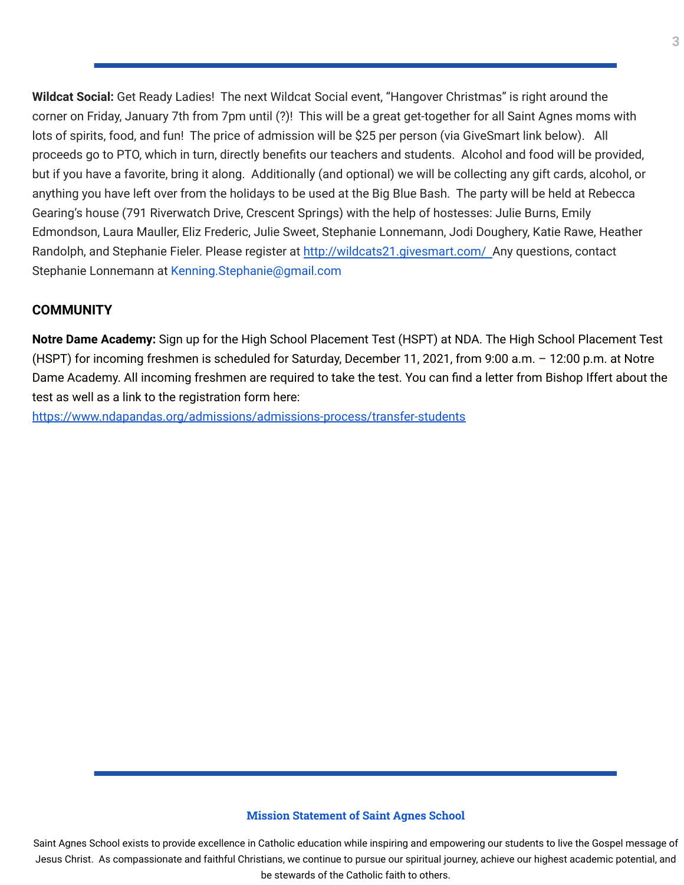**Wildcat Social:** Get Ready Ladies! The next Wildcat Social event, "Hangover Christmas" is right around the corner on Friday, January 7th from 7pm until (?)! This will be a great get-together for all Saint Agnes moms with lots of spirits, food, and fun! The price of admission will be $25 per person (via GiveSmart link below). All proceeds go to PTO, which in turn, directly benefits our teachers and students. Alcohol and food will be provided, but if you have a favorite, bring it along. Additionally (and optional) we will be collecting any gift cards, alcohol, or anything you have left over from the holidays to be used at the Big Blue Bash. The party will be held at Rebecca Gearing's house (791 Riverwatch Drive, Crescent Springs) with the help of hostesses: Julie Burns, Emily Edmondson, Laura Mauller, Eliz Frederic, Julie Sweet, Stephanie Lonnemann, Jodi Doughery, Katie Rawe, Heather Randolph, and Stephanie Fieler. Please register at [http://wildcats21.givesmart.com/](http://wildcats21.givesmart.com/) Any questions, contact Stephanie Lonnemann at Kenning.Stephanie@gmail.com

## COMMUNITY

**Notre Dame Academy:** Sign up for the High School Placement Test (HSPT) at NDA. The High School Placement Test (HSPT) for incoming freshmen is scheduled for Saturday, December 11, 2021, from 9:00 a.m. – 12:00 p.m. at Notre Dame Academy. All incoming freshmen are required to take the test. You can find a letter from Bishop Iffert about the test as well as a link to the registration form here: [https://www.ndapandas.org/admissions/admissions-process/transfer-students](https://www.ndapandas.org/admissions/admissions-process/transfer-students)

### Mission Statement of Saint Agnes School

Saint Agnes School exists to provide excellence in Catholic education while inspiring and empowering our students to live the Gospel message of Jesus Christ. As compassionate and faithful Christians, we continue to pursue our spiritual journey, achieve our highest academic potential, and be stewards of the Catholic faith to others.